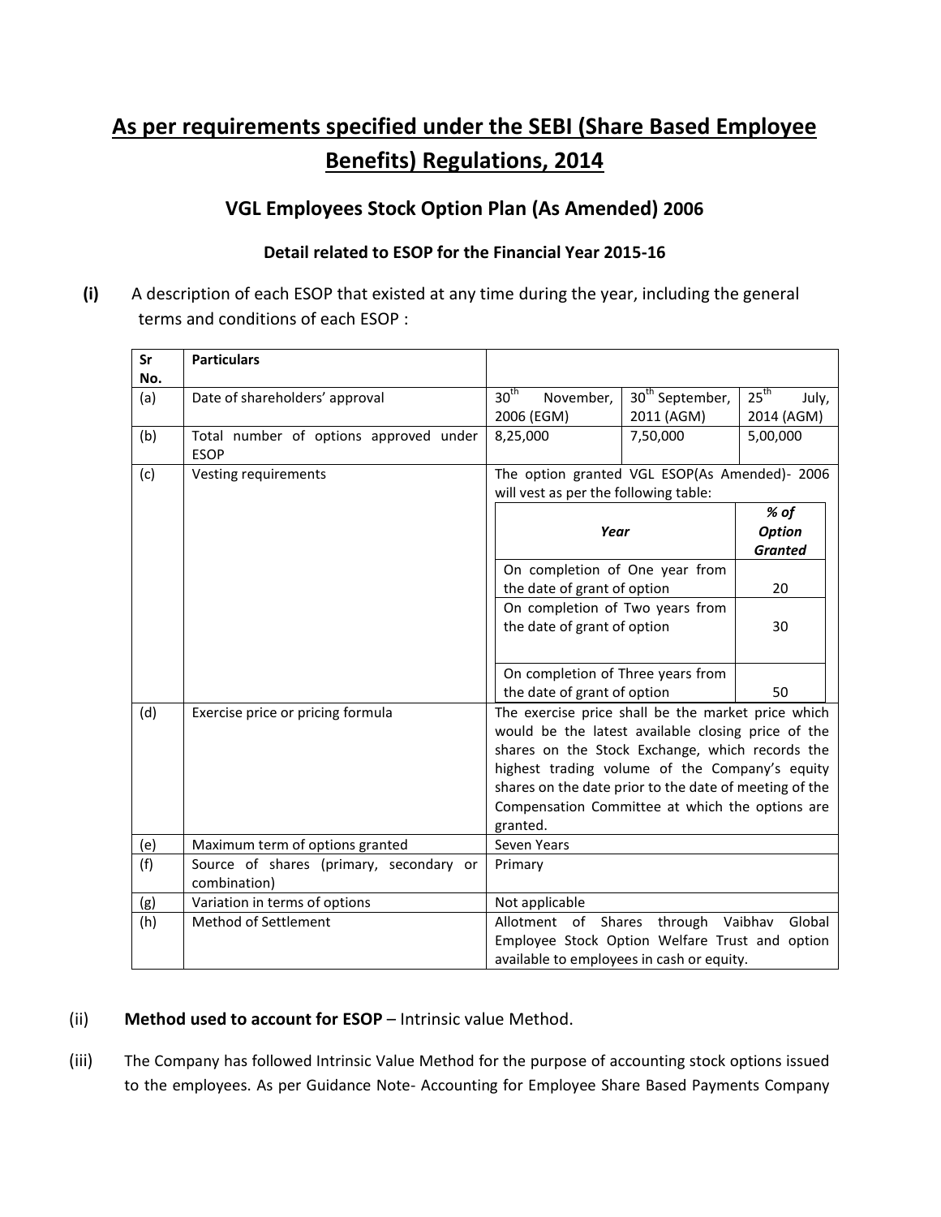# As per requirements specified under the SEBI (Share Based Employee Benefits) Regulations, 2014

## VGL Employees Stock Option Plan (As Amended) 2006

### Detail related to ESOP for the Financial Year 2015-16

**(i)** A description of each ESOP that existed at any time during the year, including the general terms and conditions of each ESOP :

| Sr No. | Particulars | | | |
|---|---|---|---|---|
| (a) | Date of shareholders' approval | 30th November, 2006 (EGM) | 30th September, 2011 (AGM) | 25th July, 2014 (AGM) |
| (b) | Total number of options approved under ESOP | 8,25,000 | 7,50,000 | 5,00,000 |
| (c) | Vesting requirements | The option granted VGL ESOP(As Amended)- 2006 will vest as per the following table:<br>**Year** — ***% of Option Granted***<br>On completion of One year from the date of grant of option — 20<br>On completion of Two years from the date of grant of option — 30<br>On completion of Three years from the date of grant of option — 50 | | |
| (d) | Exercise price or pricing formula | The exercise price shall be the market price which would be the latest available closing price of the shares on the Stock Exchange, which records the highest trading volume of the Company's equity shares on the date prior to the date of meeting of the Compensation Committee at which the options are granted. | | |
| (e) | Maximum term of options granted | Seven Years | | |
| (f) | Source of shares (primary, secondary or combination) | Primary | | |
| (g) | Variation in terms of options | Not applicable | | |
| (h) | Method of Settlement | Allotment of Shares through Vaibhav Global Employee Stock Option Welfare Trust and option available to employees in cash or equity. | | |

(ii) **Method used to account for ESOP** – Intrinsic value Method.

(iii) The Company has followed Intrinsic Value Method for the purpose of accounting stock options issued to the employees. As per Guidance Note- Accounting for Employee Share Based Payments Company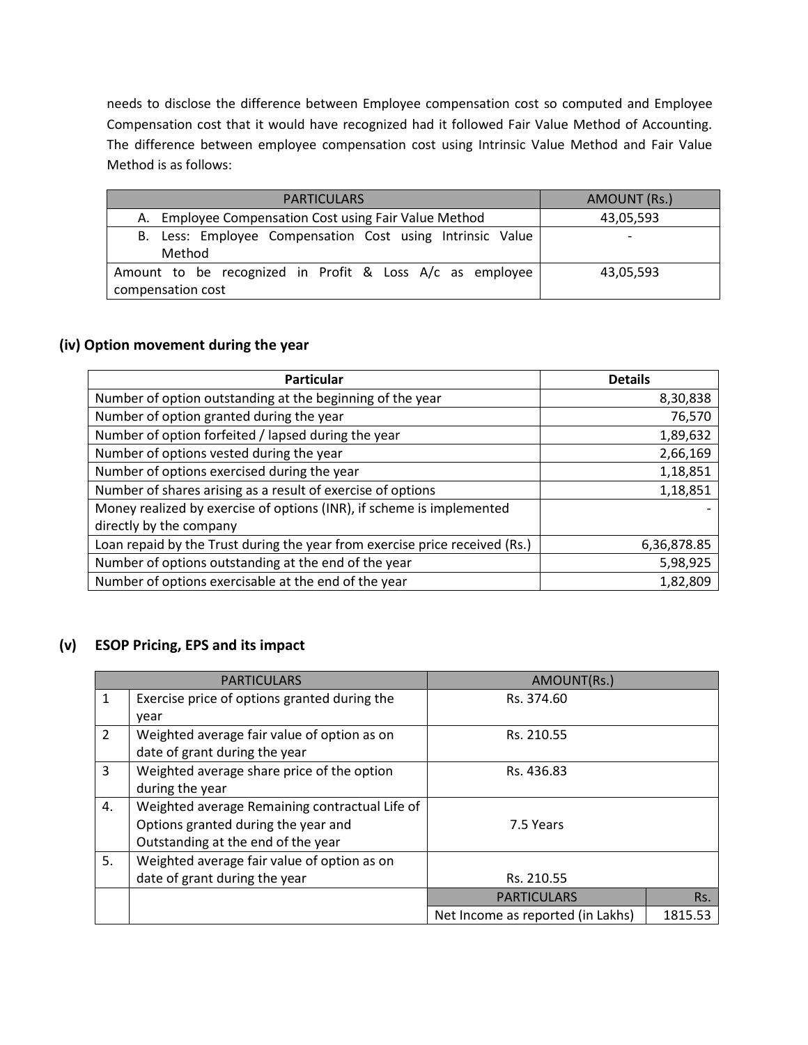needs to disclose the difference between Employee compensation cost so computed and Employee Compensation cost that it would have recognized had it followed Fair Value Method of Accounting. The difference between employee compensation cost using Intrinsic Value Method and Fair Value Method is as follows:

| PARTICULARS | AMOUNT (Rs.) |
|---|---|
| A. Employee Compensation Cost using Fair Value Method | 43,05,593 |
| B. Less: Employee Compensation Cost using Intrinsic Value Method | - |
| Amount to be recognized in Profit & Loss A/c as employee compensation cost | 43,05,593 |

### (iv) Option movement during the year

| Particular | Details |
|---|---|
| Number of option outstanding at the beginning of the year | 8,30,838 |
| Number of option granted during the year | 76,570 |
| Number of option forfeited / lapsed during the year | 1,89,632 |
| Number of options vested during the year | 2,66,169 |
| Number of options exercised during the year | 1,18,851 |
| Number of shares arising as a result of exercise of options | 1,18,851 |
| Money realized by exercise of options (INR), if scheme is implemented directly by the company | - |
| Loan repaid by the Trust during the year from exercise price received (Rs.) | 6,36,878.85 |
| Number of options outstanding at the end of the year | 5,98,925 |
| Number of options exercisable at the end of the year | 1,82,809 |

### (v) ESOP Pricing, EPS and its impact

| | PARTICULARS | AMOUNT(Rs.) | |
|---|---|---|---|
| 1 | Exercise price of options granted during the year | Rs. 374.60 | |
| 2 | Weighted average fair value of option as on date of grant during the year | Rs. 210.55 | |
| 3 | Weighted average share price of the option during the year | Rs. 436.83 | |
| 4. | Weighted average Remaining contractual Life of Options granted during the year and Outstanding at the end of the year | 7.5 Years | |
| 5. | Weighted average fair value of option as on date of grant during the year | Rs. 210.55 | |
| | | PARTICULARS | Rs. |
| | | Net Income as reported (in Lakhs) | 1815.53 |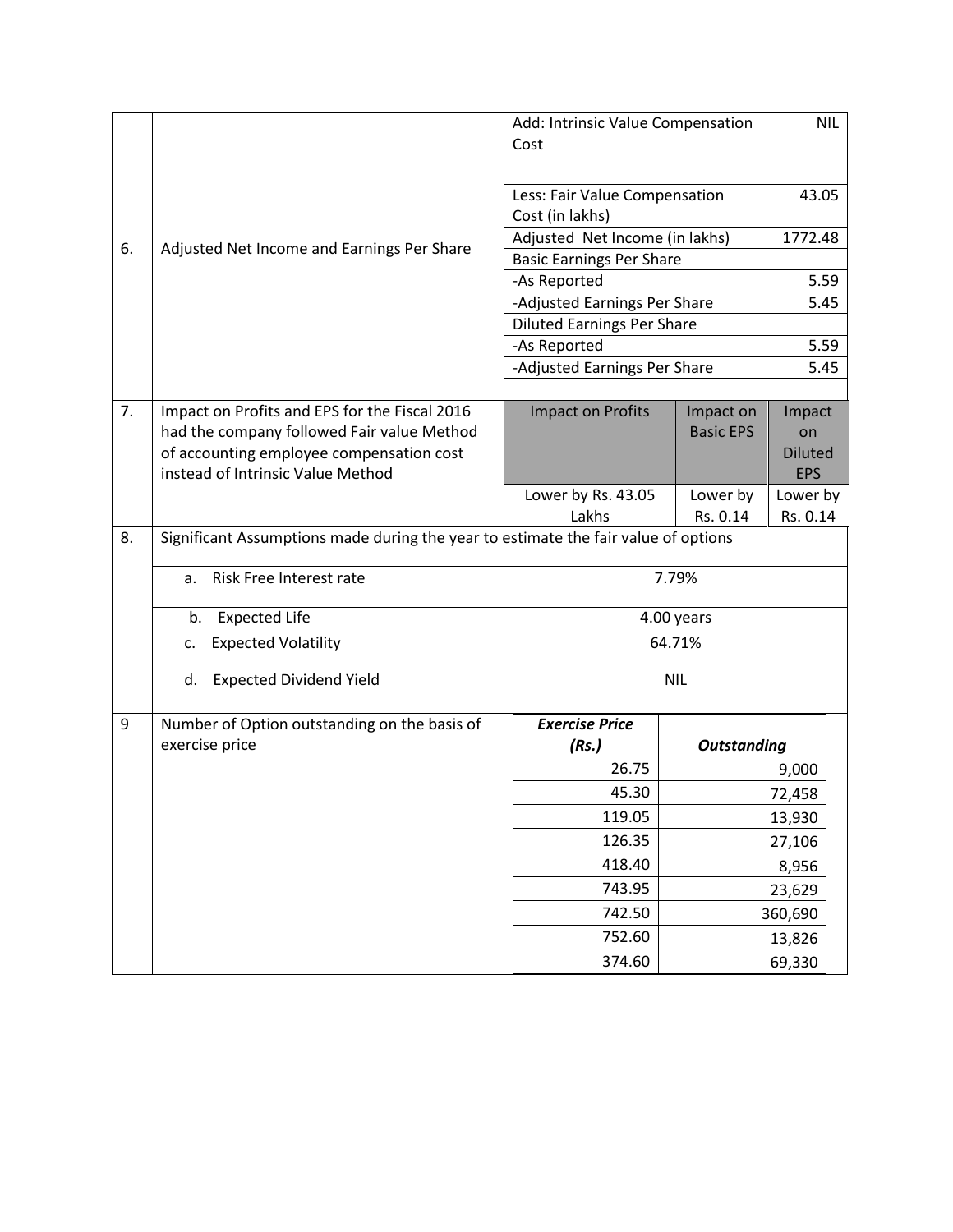| | | | | |
|---|---|---|---|---|
| 6. | Adjusted Net Income and Earnings Per Share | Add: Intrinsic Value Compensation Cost | | NIL |
| | | Less: Fair Value Compensation Cost (in lakhs) | | 43.05 |
| | | Adjusted Net Income (in lakhs) | | 1772.48 |
| | | Basic Earnings Per Share | | |
| | | -As Reported | | 5.59 |
| | | -Adjusted Earnings Per Share | | 5.45 |
| | | Diluted Earnings Per Share | | |
| | | -As Reported | | 5.59 |
| | | -Adjusted Earnings Per Share | | 5.45 |
| 7. | Impact on Profits and EPS for the Fiscal 2016 had the company followed Fair value Method of accounting employee compensation cost instead of Intrinsic Value Method | Impact on Profits | Impact on Basic EPS | Impact on Diluted EPS |
| | | Lower by Rs. 43.05 Lakhs | Lower by Rs. 0.14 | Lower by Rs. 0.14 |
| 8. | Significant Assumptions made during the year to estimate the fair value of options | | | |
| | a. Risk Free Interest rate | 7.79% | | |
| | b. Expected Life | 4.00 years | | |
| | c. Expected Volatility | 64.71% | | |
| | d. Expected Dividend Yield | NIL | | |
| 9 | Number of Option outstanding on the basis of exercise price | ***Exercise Price (Rs.)*** | ***Outstanding*** | |
| | | 26.75 | 9,000 | |
| | | 45.30 | 72,458 | |
| | | 119.05 | 13,930 | |
| | | 126.35 | 27,106 | |
| | | 418.40 | 8,956 | |
| | | 743.95 | 23,629 | |
| | | 742.50 | 360,690 | |
| | | 752.60 | 13,826 | |
| | | 374.60 | 69,330 | |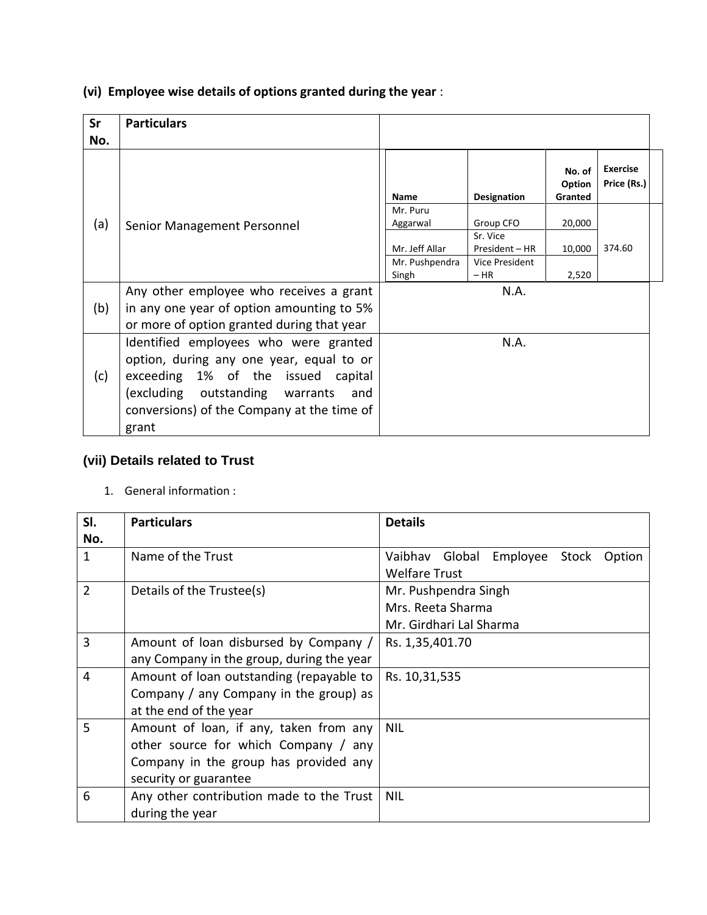**(vi) Employee wise details of options granted during the year** :

| Sr No. | Particulars | Name | Designation | No. of Option Granted | Exercise Price (Rs.) |
|---|---|---|---|---|---|
| (a) | Senior Management Personnel | Mr. Puru Aggarwal | Group CFO | 20,000 | 374.60 |
| | | Mr. Jeff Allar | Sr. Vice President – HR | 10,000 | |
| | | Mr. Pushpendra Singh | Vice President – HR | 2,520 | |
| (b) | Any other employee who receives a grant in any one year of option amounting to 5% or more of option granted during that year | N.A. | | | |
| (c) | Identified employees who were granted option, during any one year, equal to or exceeding 1% of the issued capital (excluding outstanding warrants and conversions) of the Company at the time of grant | N.A. | | | |

### (vii) Details related to Trust

1. General information :

| Sl. No. | Particulars | Details |
|---|---|---|
| 1 | Name of the Trust | Vaibhav Global Employee Stock Option Welfare Trust |
| 2 | Details of the Trustee(s) | Mr. Pushpendra Singh<br>Mrs. Reeta Sharma<br>Mr. Girdhari Lal Sharma |
| 3 | Amount of loan disbursed by Company / any Company in the group, during the year | Rs. 1,35,401.70 |
| 4 | Amount of loan outstanding (repayable to Company / any Company in the group) as at the end of the year | Rs. 10,31,535 |
| 5 | Amount of loan, if any, taken from any other source for which Company / any Company in the group has provided any security or guarantee | NIL |
| 6 | Any other contribution made to the Trust during the year | NIL |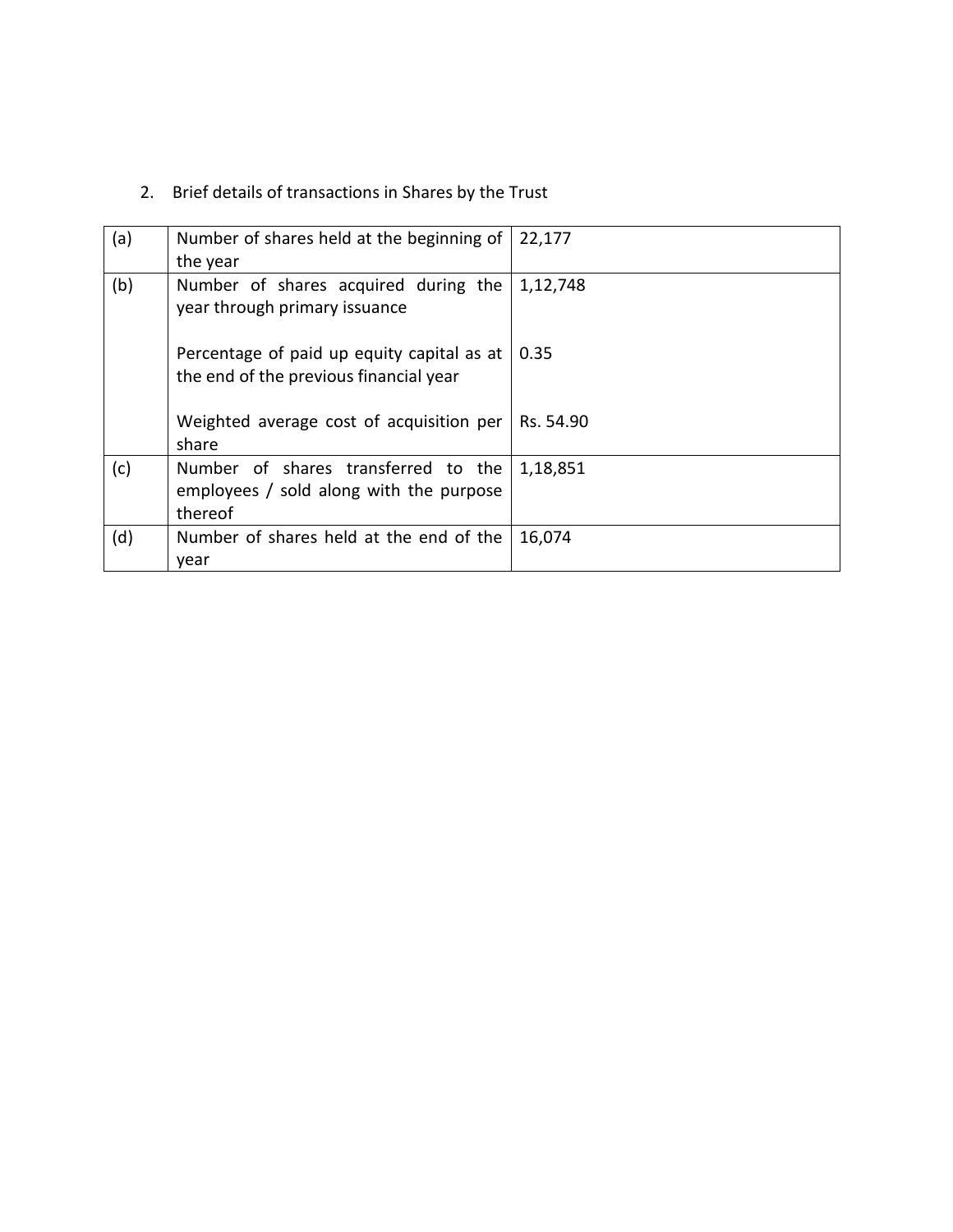2. Brief details of transactions in Shares by the Trust

| | | |
|---|---|---|
| (a) | Number of shares held at the beginning of the year | 22,177 |
| (b) | Number of shares acquired during the year through primary issuance<br><br>Percentage of paid up equity capital as at the end of the previous financial year<br><br>Weighted average cost of acquisition per share | 1,12,748<br><br>0.35<br><br>Rs. 54.90 |
| (c) | Number of shares transferred to the employees / sold along with the purpose thereof | 1,18,851 |
| (d) | Number of shares held at the end of the year | 16,074 |